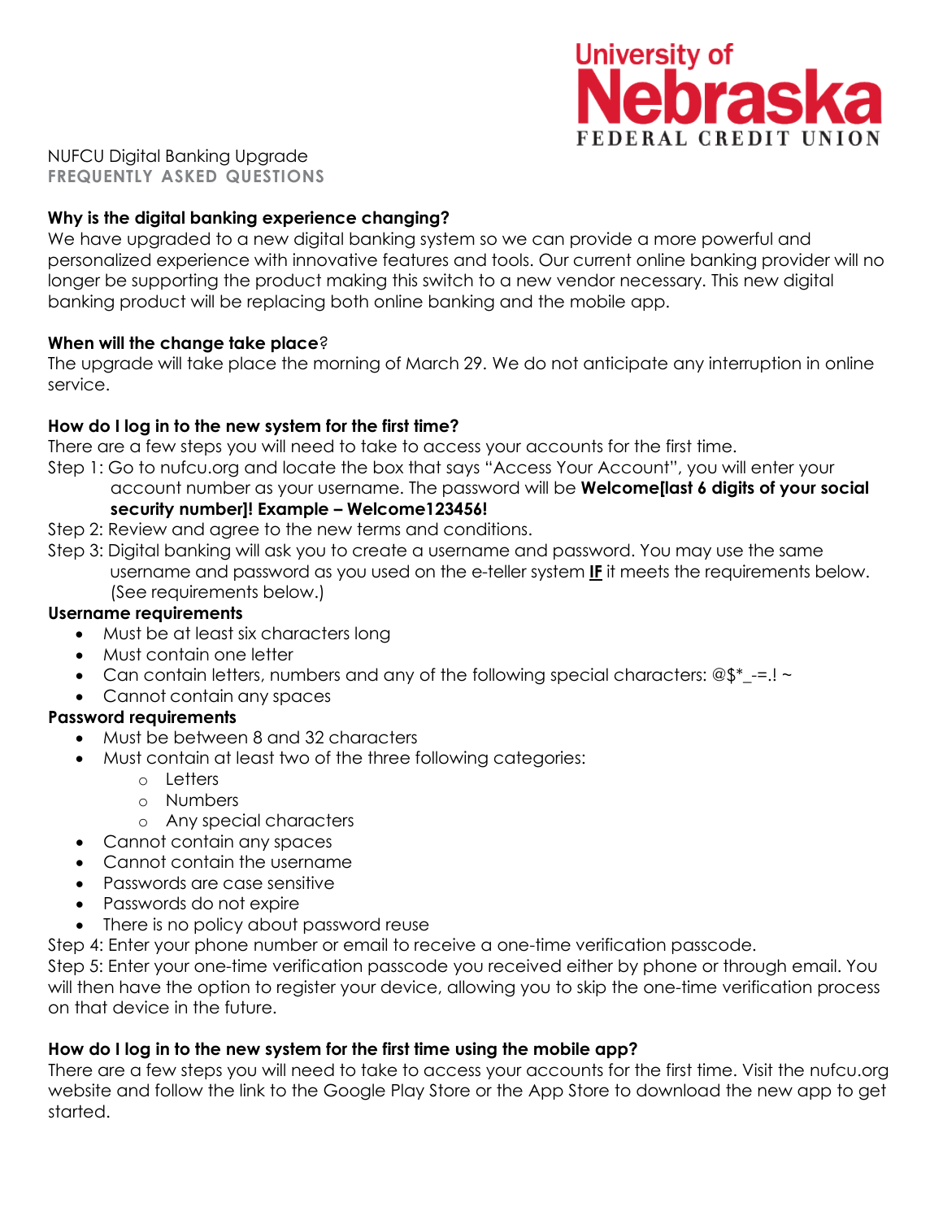University of Nebraska FEDERAL CREDIT UNION

NUFCU Digital Banking Upgrade
**FREQUENTLY ASKED QUESTIONS**

**Why is the digital banking experience changing?**
We have upgraded to a new digital banking system so we can provide a more powerful and personalized experience with innovative features and tools. Our current online banking provider will no longer be supporting the product making this switch to a new vendor necessary. This new digital banking product will be replacing both online banking and the mobile app.

**When will the change take place?**
The upgrade will take place the morning of March 29. We do not anticipate any interruption in online service.

**How do I log in to the new system for the first time?**
There are a few steps you will need to take to access your accounts for the first time.

Step 1: Go to nufcu.org and locate the box that says "Access Your Account", you will enter your account number as your username. The password will be **Welcome[last 6 digits of your social security number]! Example – Welcome123456!**

Step 2: Review and agree to the new terms and conditions.

Step 3: Digital banking will ask you to create a username and password. You may use the same username and password as you used on the e-teller system **IF** it meets the requirements below. (See requirements below.)

**Username requirements**

- Must be at least six characters long
- Must contain one letter
- Can contain letters, numbers and any of the following special characters: @$*_-=.! ~
- Cannot contain any spaces

**Password requirements**

- Must be between 8 and 32 characters
- Must contain at least two of the three following categories:
  - Letters
  - Numbers
  - Any special characters
- Cannot contain any spaces
- Cannot contain the username
- Passwords are case sensitive
- Passwords do not expire
- There is no policy about password reuse

Step 4: Enter your phone number or email to receive a one-time verification passcode.

Step 5: Enter your one-time verification passcode you received either by phone or through email. You will then have the option to register your device, allowing you to skip the one-time verification process on that device in the future.

**How do I log in to the new system for the first time using the mobile app?**
There are a few steps you will need to take to access your accounts for the first time. Visit the nufcu.org website and follow the link to the Google Play Store or the App Store to download the new app to get started.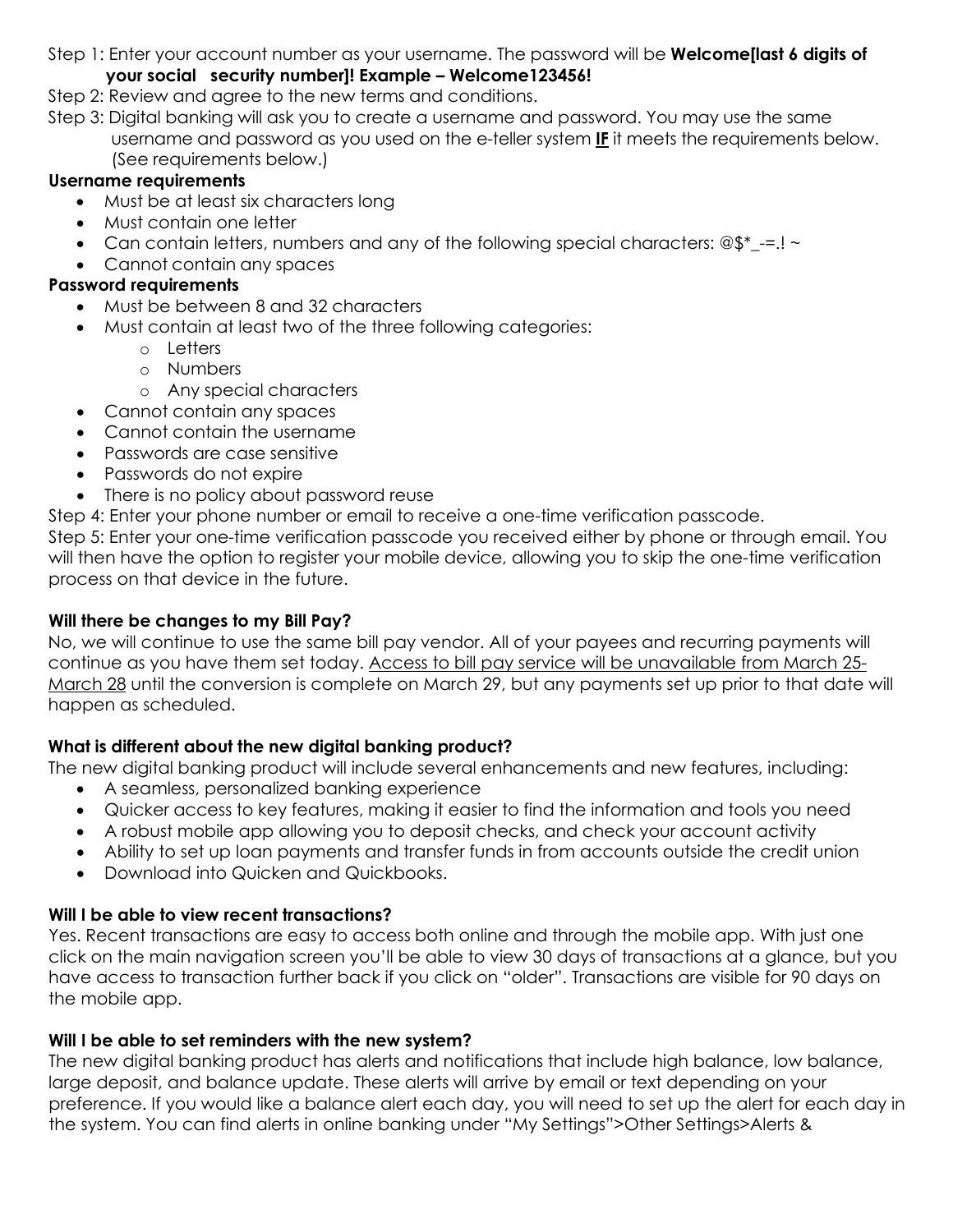Step 1: Enter your account number as your username. The password will be **Welcome[last 6 digits of your social security number]! Example – Welcome123456!**

Step 2: Review and agree to the new terms and conditions.

Step 3: Digital banking will ask you to create a username and password. You may use the same username and password as you used on the e-teller system **IF** it meets the requirements below. (See requirements below.)

**Username requirements**

- Must be at least six characters long
- Must contain one letter
- Can contain letters, numbers and any of the following special characters: @$*_-=.! ~
- Cannot contain any spaces

**Password requirements**

- Must be between 8 and 32 characters
- Must contain at least two of the three following categories:
  - Letters
  - Numbers
  - Any special characters
- Cannot contain any spaces
- Cannot contain the username
- Passwords are case sensitive
- Passwords do not expire
- There is no policy about password reuse

Step 4: Enter your phone number or email to receive a one-time verification passcode.

Step 5: Enter your one-time verification passcode you received either by phone or through email. You will then have the option to register your mobile device, allowing you to skip the one-time verification process on that device in the future.

**Will there be changes to my Bill Pay?**

No, we will continue to use the same bill pay vendor. All of your payees and recurring payments will continue as you have them set today. Access to bill pay service will be unavailable from March 25-March 28 until the conversion is complete on March 29, but any payments set up prior to that date will happen as scheduled.

**What is different about the new digital banking product?**

The new digital banking product will include several enhancements and new features, including:

- A seamless, personalized banking experience
- Quicker access to key features, making it easier to find the information and tools you need
- A robust mobile app allowing you to deposit checks, and check your account activity
- Ability to set up loan payments and transfer funds in from accounts outside the credit union
- Download into Quicken and Quickbooks.

**Will I be able to view recent transactions?**

Yes. Recent transactions are easy to access both online and through the mobile app. With just one click on the main navigation screen you'll be able to view 30 days of transactions at a glance, but you have access to transaction further back if you click on "older". Transactions are visible for 90 days on the mobile app.

**Will I be able to set reminders with the new system?**

The new digital banking product has alerts and notifications that include high balance, low balance, large deposit, and balance update. These alerts will arrive by email or text depending on your preference. If you would like a balance alert each day, you will need to set up the alert for each day in the system. You can find alerts in online banking under "My Settings">Other Settings>Alerts &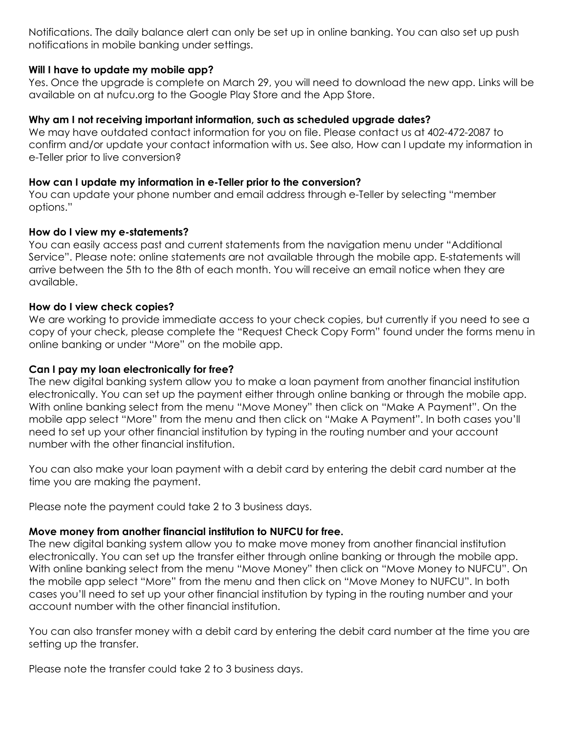Notifications. The daily balance alert can only be set up in online banking. You can also set up push notifications in mobile banking under settings.

**Will I have to update my mobile app?**
Yes. Once the upgrade is complete on March 29, you will need to download the new app. Links will be available on at nufcu.org to the Google Play Store and the App Store.

**Why am I not receiving important information, such as scheduled upgrade dates?**
We may have outdated contact information for you on file. Please contact us at 402-472-2087 to confirm and/or update your contact information with us. See also, How can I update my information in e-Teller prior to live conversion?

**How can I update my information in e-Teller prior to the conversion?**
You can update your phone number and email address through e-Teller by selecting "member options."

**How do I view my e-statements?**
You can easily access past and current statements from the navigation menu under "Additional Service". Please note: online statements are not available through the mobile app. E-statements will arrive between the 5th to the 8th of each month. You will receive an email notice when they are available.

**How do I view check copies?**
We are working to provide immediate access to your check copies, but currently if you need to see a copy of your check, please complete the "Request Check Copy Form" found under the forms menu in online banking or under "More" on the mobile app.

**Can I pay my loan electronically for free?**
The new digital banking system allow you to make a loan payment from another financial institution electronically. You can set up the payment either through online banking or through the mobile app. With online banking select from the menu "Move Money" then click on "Make A Payment". On the mobile app select "More" from the menu and then click on "Make A Payment". In both cases you'll need to set up your other financial institution by typing in the routing number and your account number with the other financial institution.

You can also make your loan payment with a debit card by entering the debit card number at the time you are making the payment.

Please note the payment could take 2 to 3 business days.

**Move money from another financial institution to NUFCU for free.**
The new digital banking system allow you to make move money from another financial institution electronically. You can set up the transfer either through online banking or through the mobile app. With online banking select from the menu "Move Money" then click on "Move Money to NUFCU". On the mobile app select "More" from the menu and then click on "Move Money to NUFCU". In both cases you'll need to set up your other financial institution by typing in the routing number and your account number with the other financial institution.

You can also transfer money with a debit card by entering the debit card number at the time you are setting up the transfer.

Please note the transfer could take 2 to 3 business days.